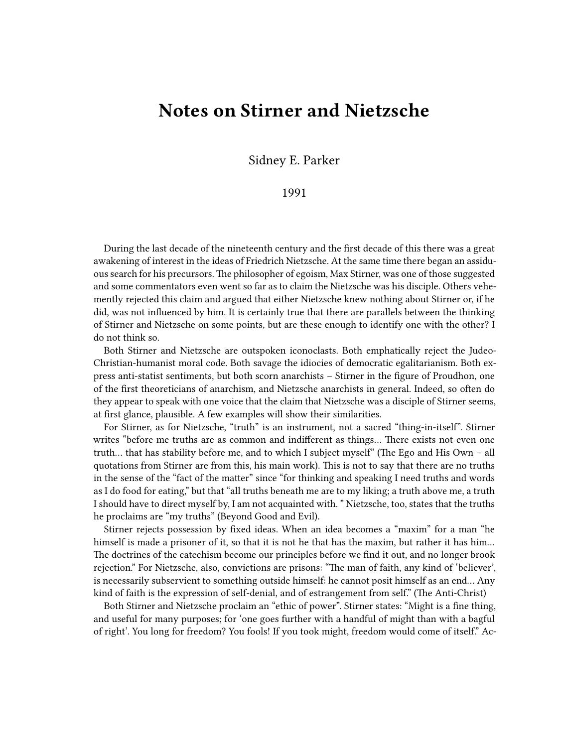# Notes on Stirner and Nietzsche

Sidney E. Parker

1991

During the last decade of the nineteenth century and the first decade of this there was a great awakening of interest in the ideas of Friedrich Nietzsche. At the same time there began an assiduous search for his precursors. The philosopher of egoism, Max Stirner, was one of those suggested and some commentators even went so far as to claim the Nietzsche was his disciple. Others vehemently rejected this claim and argued that either Nietzsche knew nothing about Stirner or, if he did, was not influenced by him. It is certainly true that there are parallels between the thinking of Stirner and Nietzsche on some points, but are these enough to identify one with the other? I do not think so.

Both Stirner and Nietzsche are outspoken iconoclasts. Both emphatically reject the Judeo-Christian-humanist moral code. Both savage the idiocies of democratic egalitarianism. Both express anti-statist sentiments, but both scorn anarchists – Stirner in the figure of Proudhon, one of the first theoreticians of anarchism, and Nietzsche anarchists in general. Indeed, so often do they appear to speak with one voice that the claim that Nietzsche was a disciple of Stirner seems, at first glance, plausible. A few examples will show their similarities.

For Stirner, as for Nietzsche, "truth" is an instrument, not a sacred "thing-in-itself". Stirner writes "before me truths are as common and indifferent as things… There exists not even one truth… that has stability before me, and to which I subject myself" (The Ego and His Own – all quotations from Stirner are from this, his main work). This is not to say that there are no truths in the sense of the "fact of the matter" since "for thinking and speaking I need truths and words as I do food for eating," but that "all truths beneath me are to my liking; a truth above me, a truth I should have to direct myself by, I am not acquainted with. " Nietzsche, too, states that the truths he proclaims are "my truths" (Beyond Good and Evil).

Stirner rejects possession by fixed ideas. When an idea becomes a "maxim" for a man "he himself is made a prisoner of it, so that it is not he that has the maxim, but rather it has him… The doctrines of the catechism become our principles before we find it out, and no longer brook rejection." For Nietzsche, also, convictions are prisons: "The man of faith, any kind of 'believer', is necessarily subservient to something outside himself: he cannot posit himself as an end… Any kind of faith is the expression of self-denial, and of estrangement from self." (The Anti-Christ)

Both Stirner and Nietzsche proclaim an "ethic of power". Stirner states: "Might is a fine thing, and useful for many purposes; for 'one goes further with a handful of might than with a bagful of right'. You long for freedom? You fools! If you took might, freedom would come of itself." Ac-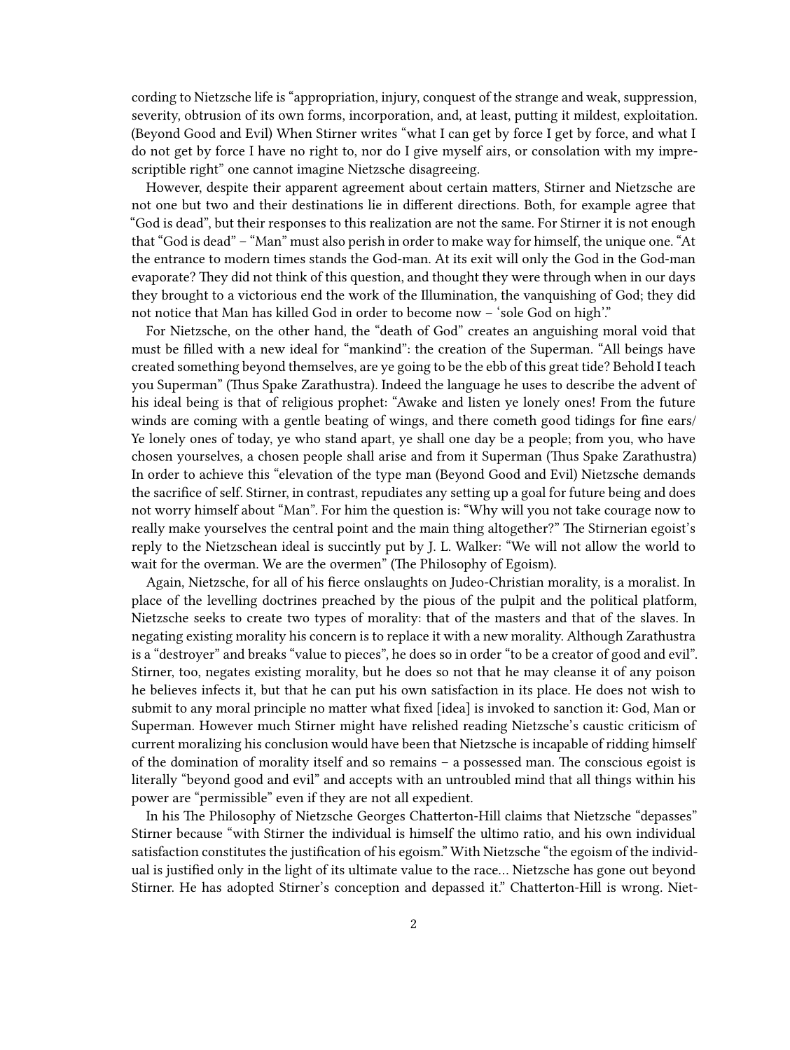cording to Nietzsche life is “appropriation, injury, conquest of the strange and weak, suppression, severity, obtrusion of its own forms, incorporation, and, at least, putting it mildest, exploitation. (Beyond Good and Evil) When Stirner writes “what I can get by force I get by force, and what I do not get by force I have no right to, nor do I give myself airs, or consolation with my imprescriptible right” one cannot imagine Nietzsche disagreeing.

However, despite their apparent agreement about certain matters, Stirner and Nietzsche are not one but two and their destinations lie in different directions. Both, for example agree that “God is dead”, but their responses to this realization are not the same. For Stirner it is not enough that “God is dead” – “Man” must also perish in order to make way for himself, the unique one. “At the entrance to modern times stands the God-man. At its exit will only the God in the God-man evaporate? They did not think of this question, and thought they were through when in our days they brought to a victorious end the work of the Illumination, the vanquishing of God; they did not notice that Man has killed God in order to become now – ‘sole God on high’.”

For Nietzsche, on the other hand, the “death of God” creates an anguishing moral void that must be filled with a new ideal for “mankind”: the creation of the Superman. “All beings have created something beyond themselves, are ye going to be the ebb of this great tide? Behold I teach you Superman” (Thus Spake Zarathustra). Indeed the language he uses to describe the advent of his ideal being is that of religious prophet: “Awake and listen ye lonely ones! From the future winds are coming with a gentle beating of wings, and there cometh good tidings for fine ears/ Ye lonely ones of today, ye who stand apart, ye shall one day be a people; from you, who have chosen yourselves, a chosen people shall arise and from it Superman (Thus Spake Zarathustra) In order to achieve this “elevation of the type man (Beyond Good and Evil) Nietzsche demands the sacrifice of self. Stirner, in contrast, repudiates any setting up a goal for future being and does not worry himself about “Man”. For him the question is: “Why will you not take courage now to really make yourselves the central point and the main thing altogether?” The Stirnerian egoist’s reply to the Nietzschean ideal is succintly put by J. L. Walker: “We will not allow the world to wait for the overman. We are the overmen” (The Philosophy of Egoism).

Again, Nietzsche, for all of his fierce onslaughts on Judeo-Christian morality, is a moralist. In place of the levelling doctrines preached by the pious of the pulpit and the political platform, Nietzsche seeks to create two types of morality: that of the masters and that of the slaves. In negating existing morality his concern is to replace it with a new morality. Although Zarathustra is a “destroyer” and breaks “value to pieces”, he does so in order “to be a creator of good and evil”. Stirner, too, negates existing morality, but he does so not that he may cleanse it of any poison he believes infects it, but that he can put his own satisfaction in its place. He does not wish to submit to any moral principle no matter what fixed [idea] is invoked to sanction it: God, Man or Superman. However much Stirner might have relished reading Nietzsche’s caustic criticism of current moralizing his conclusion would have been that Nietzsche is incapable of ridding himself of the domination of morality itself and so remains – a possessed man. The conscious egoist is literally “beyond good and evil” and accepts with an untroubled mind that all things within his power are “permissible” even if they are not all expedient.

In his The Philosophy of Nietzsche Georges Chatterton-Hill claims that Nietzsche “depasses” Stirner because “with Stirner the individual is himself the ultimo ratio, and his own individual satisfaction constitutes the justification of his egoism.” With Nietzsche “the egoism of the individual is justified only in the light of its ultimate value to the race… Nietzsche has gone out beyond Stirner. He has adopted Stirner’s conception and depassed it.” Chatterton-Hill is wrong. Niet-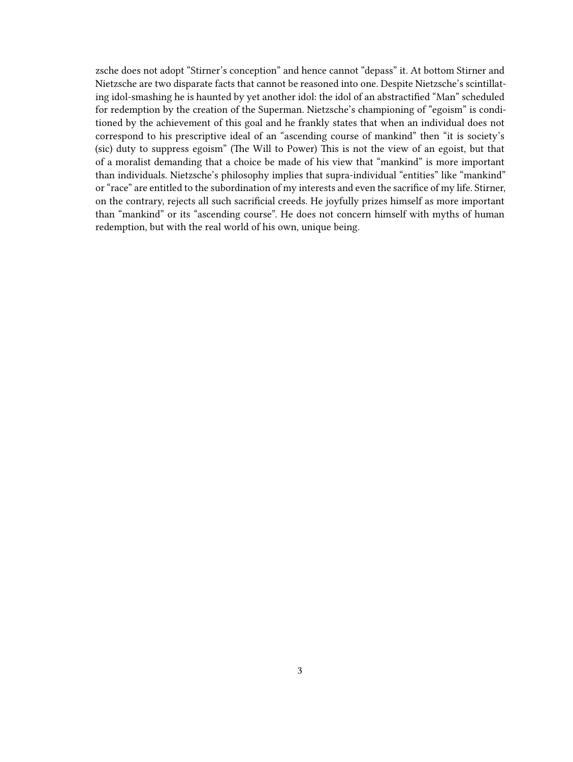zsche does not adopt "Stirner's conception" and hence cannot "depass" it. At bottom Stirner and Nietzsche are two disparate facts that cannot be reasoned into one. Despite Nietzsche's scintillating idol-smashing he is haunted by yet another idol: the idol of an abstractified "Man" scheduled for redemption by the creation of the Superman. Nietzsche's championing of "egoism" is conditioned by the achievement of this goal and he frankly states that when an individual does not correspond to his prescriptive ideal of an "ascending course of mankind" then "it is society's (sic) duty to suppress egoism" (The Will to Power) This is not the view of an egoist, but that of a moralist demanding that a choice be made of his view that "mankind" is more important than individuals. Nietzsche's philosophy implies that supra-individual "entities" like "mankind" or "race" are entitled to the subordination of my interests and even the sacrifice of my life. Stirner, on the contrary, rejects all such sacrificial creeds. He joyfully prizes himself as more important than "mankind" or its "ascending course". He does not concern himself with myths of human redemption, but with the real world of his own, unique being.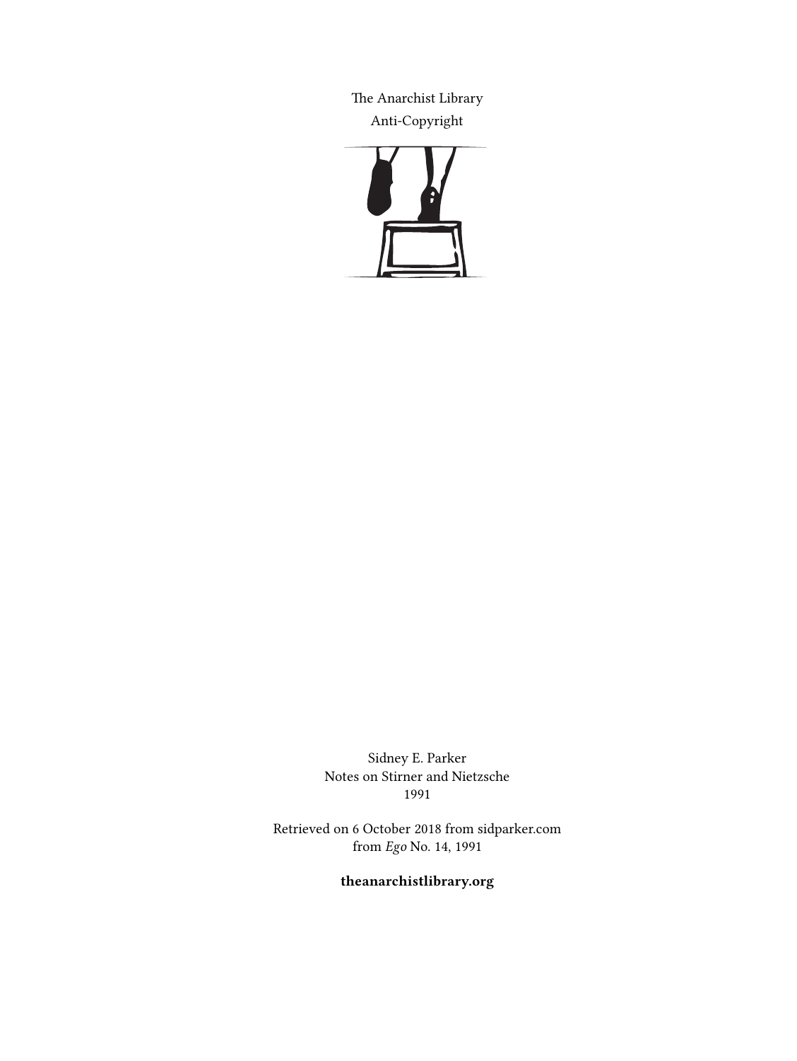The Anarchist Library
Anti-Copyright

Sidney E. Parker
Notes on Stirner and Nietzsche
1991

Retrieved on 6 October 2018 from sidparker.com
from *Ego* No. 14, 1991

**theanarchistlibrary.org**